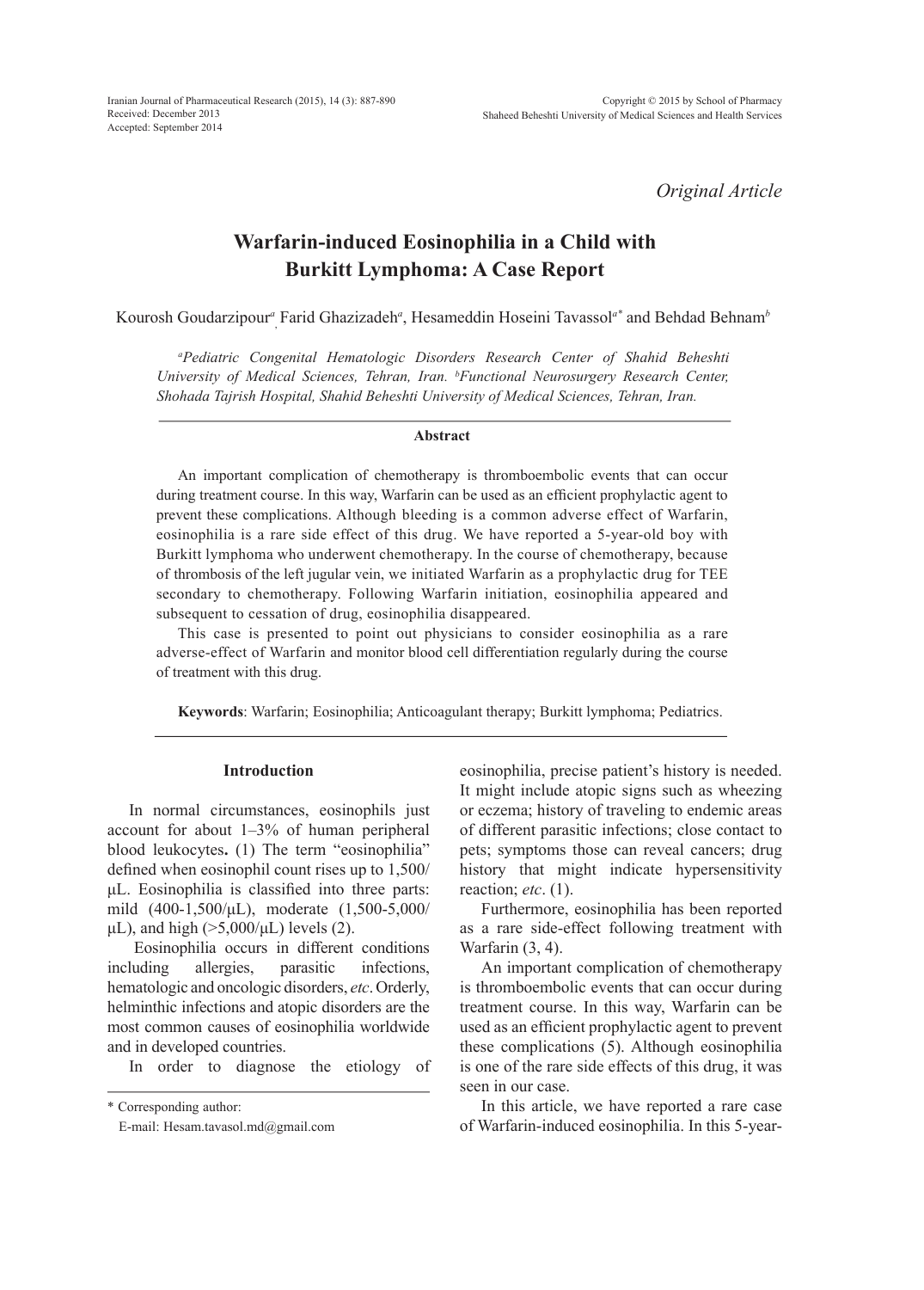*Original Article*

# Warfarin-induced Eosinophilia in a Child with Burkitt Lymphoma: A Case Report

Kourosh Goudarzipour[a], Farid Ghazizadeh[a], Hesameddin Hoseini Tavassol[a*] and Behdad Behnam[b]

*[a]Pediatric Congenital Hematologic Disorders Research Center of Shahid Beheshti University of Medical Sciences, Tehran, Iran. [b]Functional Neurosurgery Research Center, Shohada Tajrish Hospital, Shahid Beheshti University of Medical Sciences, Tehran, Iran.*

### Abstract

An important complication of chemotherapy is thromboembolic events that can occur during treatment course. In this way, Warfarin can be used as an efficient prophylactic agent to prevent these complications. Although bleeding is a common adverse effect of Warfarin, eosinophilia is a rare side effect of this drug. We have reported a 5-year-old boy with Burkitt lymphoma who underwent chemotherapy. In the course of chemotherapy, because of thrombosis of the left jugular vein, we initiated Warfarin as a prophylactic drug for TEE secondary to chemotherapy. Following Warfarin initiation, eosinophilia appeared and subsequent to cessation of drug, eosinophilia disappeared.

This case is presented to point out physicians to consider eosinophilia as a rare adverse-effect of Warfarin and monitor blood cell differentiation regularly during the course of treatment with this drug.

**Keywords**: Warfarin; Eosinophilia; Anticoagulant therapy; Burkitt lymphoma; Pediatrics.

## Introduction

In normal circumstances, eosinophils just account for about 1–3% of human peripheral blood leukocytes**.** (1) The term "eosinophilia" defined when eosinophil count rises up to 1,500/µL. Eosinophilia is classified into three parts: mild (400-1,500/µL), moderate (1,500-5,000/µL), and high (>5,000/µL) levels (2).

Eosinophilia occurs in different conditions including allergies, parasitic infections, hematologic and oncologic disorders, *etc*. Orderly, helminthic infections and atopic disorders are the most common causes of eosinophilia worldwide and in developed countries.

In order to diagnose the etiology of eosinophilia, precise patient's history is needed. It might include atopic signs such as wheezing or eczema; history of traveling to endemic areas of different parasitic infections; close contact to pets; symptoms those can reveal cancers; drug history that might indicate hypersensitivity reaction; *etc*. (1).

Furthermore, eosinophilia has been reported as a rare side-effect following treatment with Warfarin (3, 4).

An important complication of chemotherapy is thromboembolic events that can occur during treatment course. In this way, Warfarin can be used as an efficient prophylactic agent to prevent these complications (5). Although eosinophilia is one of the rare side effects of this drug, it was seen in our case.

In this article, we have reported a rare case of Warfarin-induced eosinophilia. In this 5-year-

\* Corresponding author:

E-mail: Hesam.tavasol.md@gmail.com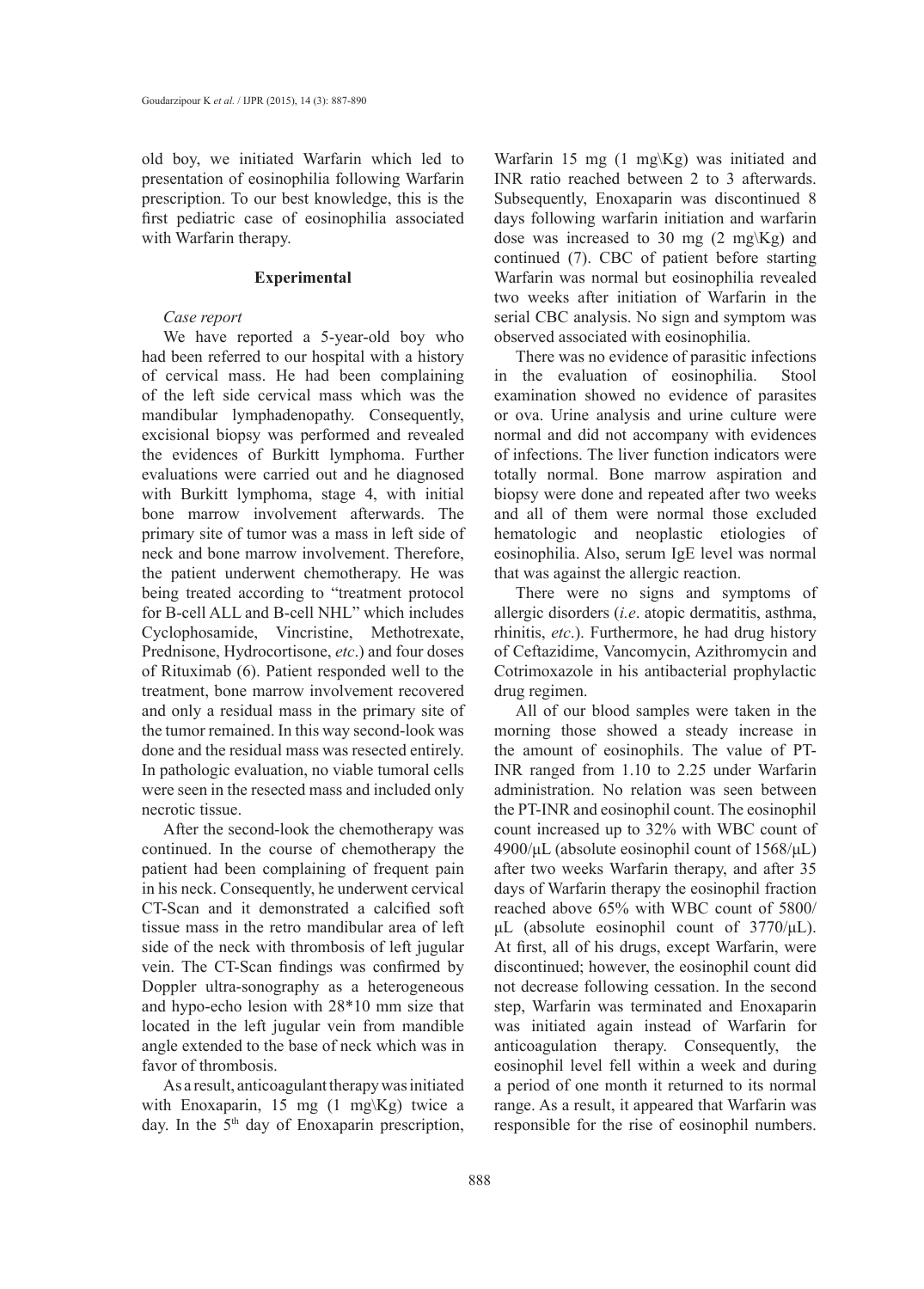old boy, we initiated Warfarin which led to presentation of eosinophilia following Warfarin prescription. To our best knowledge, this is the first pediatric case of eosinophilia associated with Warfarin therapy.

## Experimental

### *Case report*

We have reported a 5-year-old boy who had been referred to our hospital with a history of cervical mass. He had been complaining of the left side cervical mass which was the mandibular lymphadenopathy. Consequently, excisional biopsy was performed and revealed the evidences of Burkitt lymphoma. Further evaluations were carried out and he diagnosed with Burkitt lymphoma, stage 4, with initial bone marrow involvement afterwards. The primary site of tumor was a mass in left side of neck and bone marrow involvement. Therefore, the patient underwent chemotherapy. He was being treated according to "treatment protocol for B-cell ALL and B-cell NHL" which includes Cyclophosamide, Vincristine, Methotrexate, Prednisone, Hydrocortisone, *etc*.) and four doses of Rituximab (6). Patient responded well to the treatment, bone marrow involvement recovered and only a residual mass in the primary site of the tumor remained. In this way second-look was done and the residual mass was resected entirely. In pathologic evaluation, no viable tumoral cells were seen in the resected mass and included only necrotic tissue.

After the second-look the chemotherapy was continued. In the course of chemotherapy the patient had been complaining of frequent pain in his neck. Consequently, he underwent cervical CT-Scan and it demonstrated a calcified soft tissue mass in the retro mandibular area of left side of the neck with thrombosis of left jugular vein. The CT-Scan findings was confirmed by Doppler ultra-sonography as a heterogeneous and hypo-echo lesion with 28*10 mm size that located in the left jugular vein from mandible angle extended to the base of neck which was in favor of thrombosis.

As a result, anticoagulant therapy was initiated with Enoxaparin, 15 mg (1 mg\Kg) twice a day. In the 5th day of Enoxaparin prescription, Warfarin 15 mg (1 mg\Kg) was initiated and INR ratio reached between 2 to 3 afterwards. Subsequently, Enoxaparin was discontinued 8 days following warfarin initiation and warfarin dose was increased to 30 mg (2 mg\Kg) and continued (7). CBC of patient before starting Warfarin was normal but eosinophilia revealed two weeks after initiation of Warfarin in the serial CBC analysis. No sign and symptom was observed associated with eosinophilia.

There was no evidence of parasitic infections in the evaluation of eosinophilia. Stool examination showed no evidence of parasites or ova. Urine analysis and urine culture were normal and did not accompany with evidences of infections. The liver function indicators were totally normal. Bone marrow aspiration and biopsy were done and repeated after two weeks and all of them were normal those excluded hematologic and neoplastic etiologies of eosinophilia. Also, serum IgE level was normal that was against the allergic reaction.

There were no signs and symptoms of allergic disorders (*i.e*. atopic dermatitis, asthma, rhinitis, *etc*.). Furthermore, he had drug history of Ceftazidime, Vancomycin, Azithromycin and Cotrimoxazole in his antibacterial prophylactic drug regimen.

All of our blood samples were taken in the morning those showed a steady increase in the amount of eosinophils. The value of PT-INR ranged from 1.10 to 2.25 under Warfarin administration. No relation was seen between the PT-INR and eosinophil count. The eosinophil count increased up to 32% with WBC count of 4900/μL (absolute eosinophil count of 1568/μL) after two weeks Warfarin therapy, and after 35 days of Warfarin therapy the eosinophil fraction reached above 65% with WBC count of 5800/μL (absolute eosinophil count of 3770/μL). At first, all of his drugs, except Warfarin, were discontinued; however, the eosinophil count did not decrease following cessation. In the second step, Warfarin was terminated and Enoxaparin was initiated again instead of Warfarin for anticoagulation therapy. Consequently, the eosinophil level fell within a week and during a period of one month it returned to its normal range. As a result, it appeared that Warfarin was responsible for the rise of eosinophil numbers.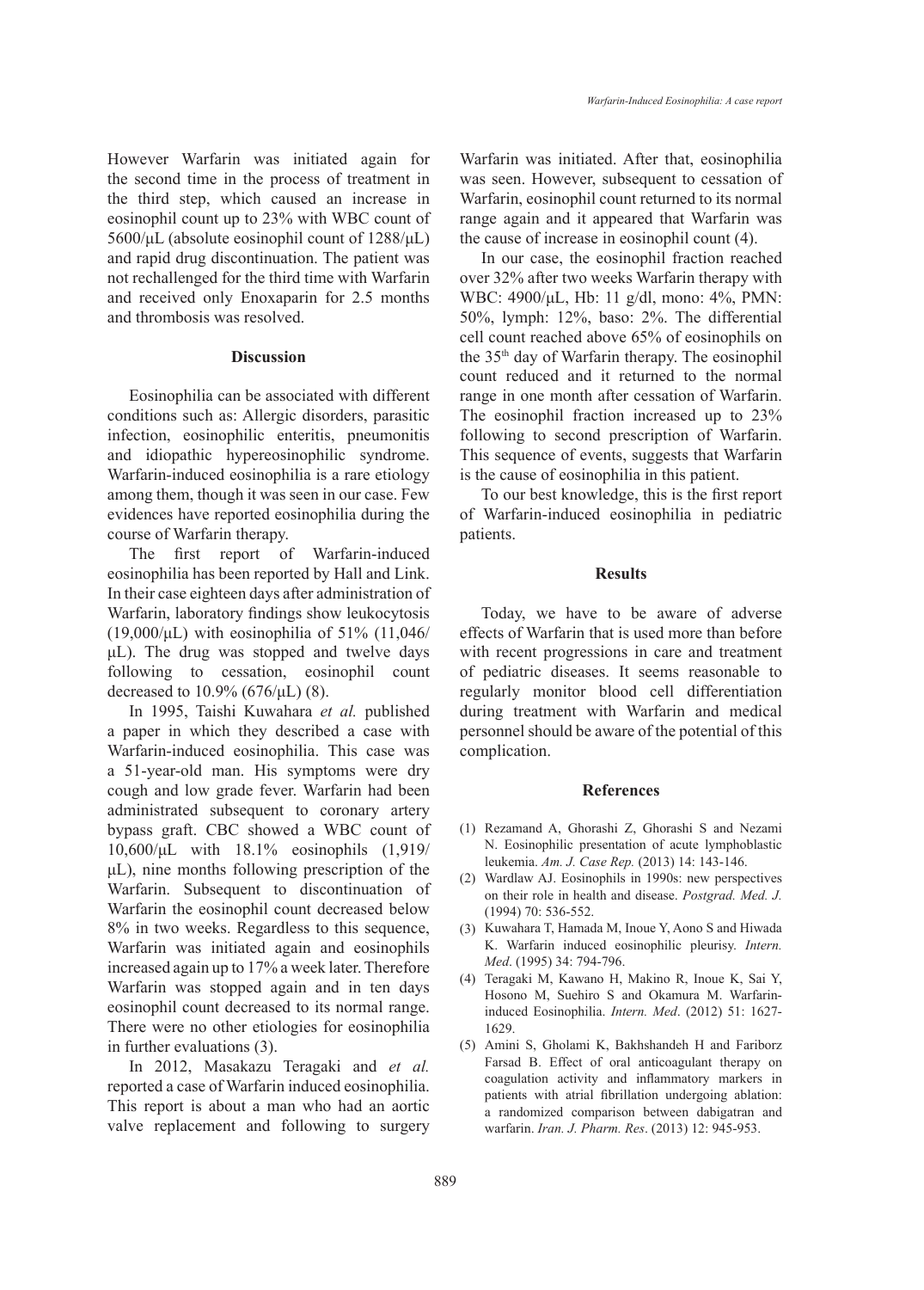However Warfarin was initiated again for the second time in the process of treatment in the third step, which caused an increase in eosinophil count up to 23% with WBC count of 5600/μL (absolute eosinophil count of 1288/μL) and rapid drug discontinuation. The patient was not rechallenged for the third time with Warfarin and received only Enoxaparin for 2.5 months and thrombosis was resolved.

## Discussion

Eosinophilia can be associated with different conditions such as: Allergic disorders, parasitic infection, eosinophilic enteritis, pneumonitis and idiopathic hypereosinophilic syndrome. Warfarin-induced eosinophilia is a rare etiology among them, though it was seen in our case. Few evidences have reported eosinophilia during the course of Warfarin therapy.

The first report of Warfarin-induced eosinophilia has been reported by Hall and Link. In their case eighteen days after administration of Warfarin, laboratory findings show leukocytosis (19,000/μL) with eosinophilia of 51% (11,046/μL). The drug was stopped and twelve days following to cessation, eosinophil count decreased to 10.9% (676/μL) (8).

In 1995, Taishi Kuwahara *et al.* published a paper in which they described a case with Warfarin-induced eosinophilia. This case was a 51-year-old man. His symptoms were dry cough and low grade fever. Warfarin had been administrated subsequent to coronary artery bypass graft. CBC showed a WBC count of 10,600/μL with 18.1% eosinophils (1,919/μL), nine months following prescription of the Warfarin. Subsequent to discontinuation of Warfarin the eosinophil count decreased below 8% in two weeks. Regardless to this sequence, Warfarin was initiated again and eosinophils increased again up to 17% a week later. Therefore Warfarin was stopped again and in ten days eosinophil count decreased to its normal range. There were no other etiologies for eosinophilia in further evaluations (3).

In 2012, Masakazu Teragaki and *et al.* reported a case of Warfarin induced eosinophilia. This report is about a man who had an aortic valve replacement and following to surgery Warfarin was initiated. After that, eosinophilia was seen. However, subsequent to cessation of Warfarin, eosinophil count returned to its normal range again and it appeared that Warfarin was the cause of increase in eosinophil count (4).

In our case, the eosinophil fraction reached over 32% after two weeks Warfarin therapy with WBC: 4900/μL, Hb: 11 g/dl, mono: 4%, PMN: 50%, lymph: 12%, baso: 2%. The differential cell count reached above 65% of eosinophils on the 35th day of Warfarin therapy. The eosinophil count reduced and it returned to the normal range in one month after cessation of Warfarin. The eosinophil fraction increased up to 23% following to second prescription of Warfarin. This sequence of events, suggests that Warfarin is the cause of eosinophilia in this patient.

To our best knowledge, this is the first report of Warfarin-induced eosinophilia in pediatric patients.

## Results

Today, we have to be aware of adverse effects of Warfarin that is used more than before with recent progressions in care and treatment of pediatric diseases. It seems reasonable to regularly monitor blood cell differentiation during treatment with Warfarin and medical personnel should be aware of the potential of this complication.

## References

(1) Rezamand A, Ghorashi Z, Ghorashi S and Nezami N. Eosinophilic presentation of acute lymphoblastic leukemia. *Am. J. Case Rep.* (2013) 14: 143-146.

(2) Wardlaw AJ. Eosinophils in 1990s: new perspectives on their role in health and disease. *Postgrad. Med. J.* (1994) 70: 536-552.

(3) Kuwahara T, Hamada M, Inoue Y, Aono S and Hiwada K. Warfarin induced eosinophilic pleurisy. *Intern. Med*. (1995) 34: 794-796.

(4) Teragaki M, Kawano H, Makino R, Inoue K, Sai Y, Hosono M, Suehiro S and Okamura M. Warfarin-induced Eosinophilia. *Intern. Med*. (2012) 51: 1627-1629.

(5) Amini S, Gholami K, Bakhshandeh H and Fariborz Farsad B. Effect of oral anticoagulant therapy on coagulation activity and inflammatory markers in patients with atrial fibrillation undergoing ablation: a randomized comparison between dabigatran and warfarin. *Iran. J. Pharm. Res*. (2013) 12: 945-953.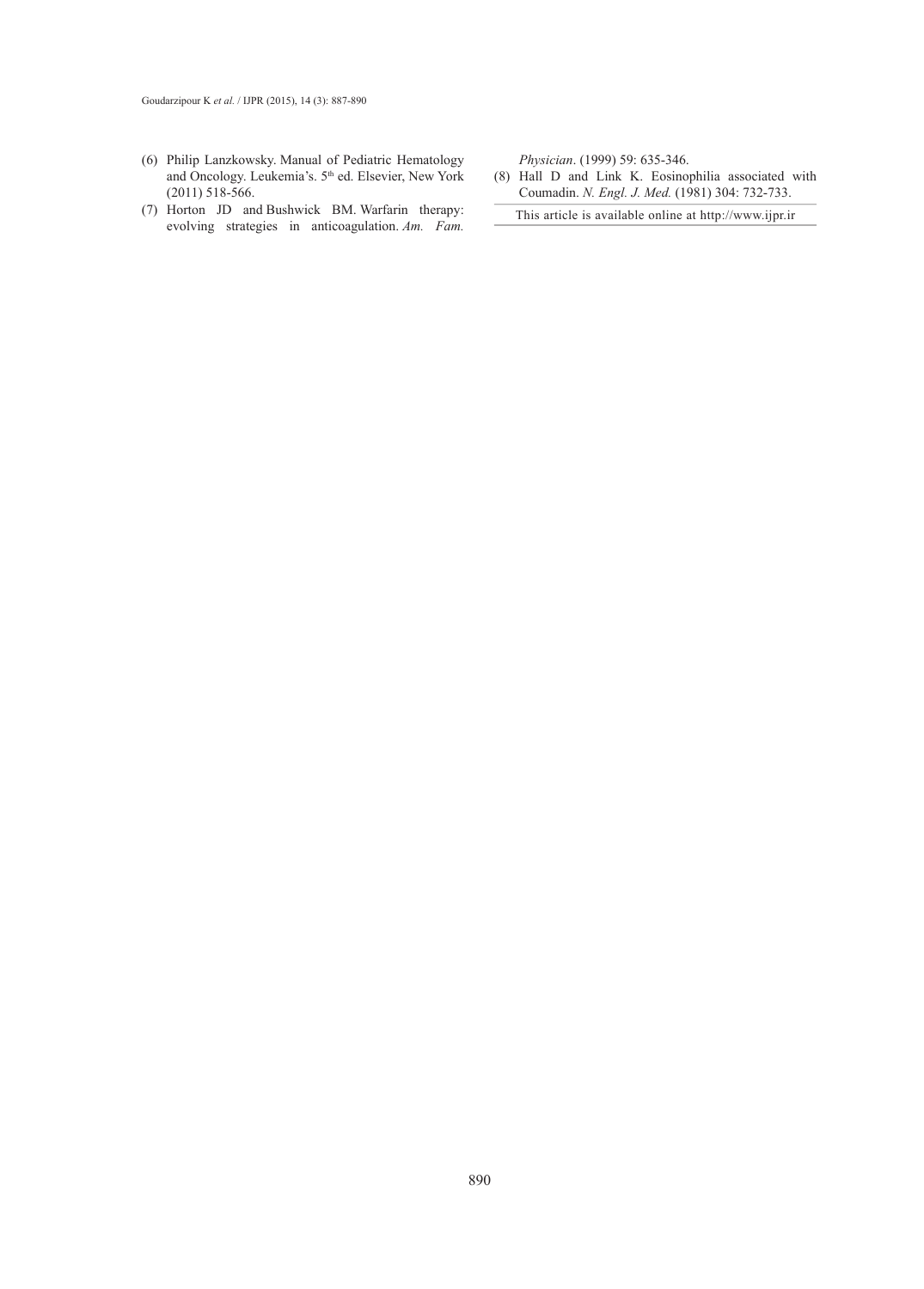(6) Philip Lanzkowsky. Manual of Pediatric Hematology and Oncology. Leukemia's. 5th ed. Elsevier, New York (2011) 518-566.

(7) Horton JD and Bushwick BM. Warfarin therapy: evolving strategies in anticoagulation. *Am. Fam. Physician*. (1999) 59: 635-346.

(8) Hall D and Link K. Eosinophilia associated with Coumadin. *N. Engl. J. Med.* (1981) 304: 732-733.

This article is available online at http://www.ijpr.ir